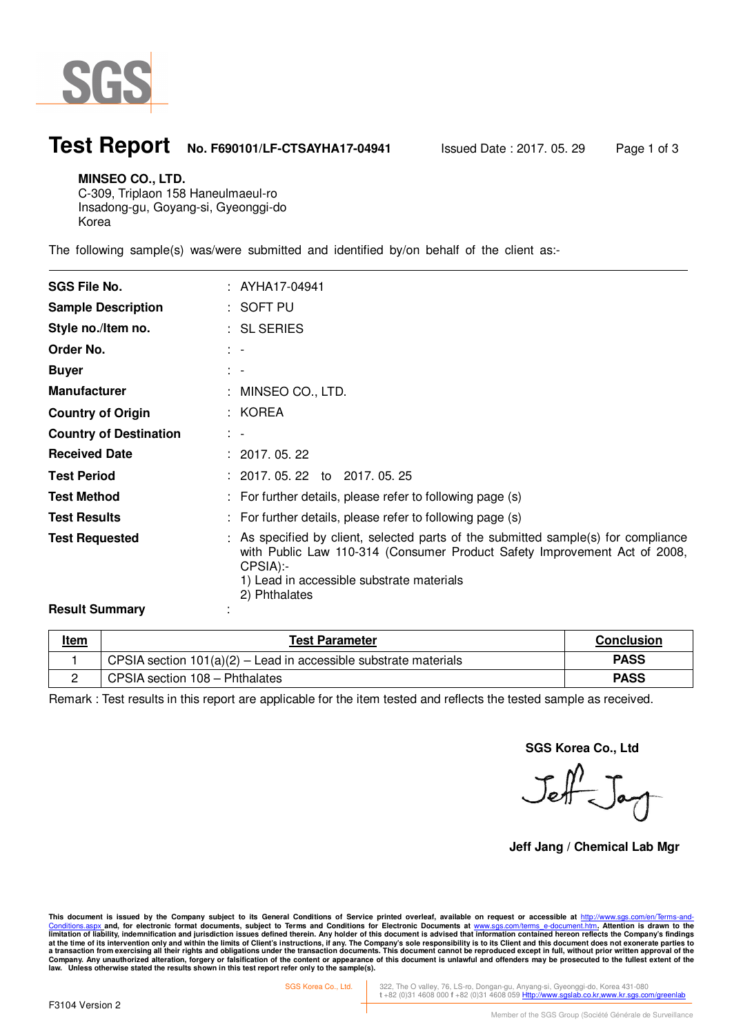SGS

# Test Report

**No. F690101/LF-CTSAYHA17-04941** Issued Date : 2017. 05. 29

**MINSEO CO., LTD.**
C-309, Triplaon 158 Haneulmaeul-ro
Insadong-gu, Goyang-si, Gyeonggi-do
Korea

The following sample(s) was/were submitted and identified by/on behalf of the client as:-

| | | |
|---|---|---|
| **SGS File No.** | : | AYHA17-04941 |
| **Sample Description** | : | SOFT PU |
| **Style no./Item no.** | : | SL SERIES |
| **Order No.** | : | - |
| **Buyer** | : | - |
| **Manufacturer** | : | MINSEO CO., LTD. |
| **Country of Origin** | : | KOREA |
| **Country of Destination** | : | - |
| **Received Date** | : | 2017. 05. 22 |
| **Test Period** | : | 2017. 05. 22 to 2017. 05. 25 |
| **Test Method** | : | For further details, please refer to following page (s) |
| **Test Results** | : | For further details, please refer to following page (s) |
| **Test Requested** | : | As specified by client, selected parts of the submitted sample(s) for compliance with Public Law 110-314 (Consumer Product Safety Improvement Act of 2008, CPSIA):-<br>1) Lead in accessible substrate materials<br>2) Phthalates |
| **Result Summary** | : | |

| Item | Test Parameter | Conclusion |
|---|---|---|
| 1 | CPSIA section 101(a)(2) – Lead in accessible substrate materials | **PASS** |
| 2 | CPSIA section 108 – Phthalates | **PASS** |

Remark : Test results in this report are applicable for the item tested and reflects the tested sample as received.

**SGS Korea Co., Ltd**

**Jeff Jang / Chemical Lab Mgr**

**This document is issued by the Company subject to its General Conditions of Service printed overleaf, available on request or accessible at http://www.sgs.com/en/Terms-and-Conditions.aspx and, for electronic format documents, subject to Terms and Conditions for Electronic Documents at www.sgs.com/terms_e-document.htm. Attention is drawn to the limitation of liability, indemnification and jurisdiction issues defined therein. Any holder of this document is advised that information contained hereon reflects the Company's findings at the time of its intervention only and within the limits of Client's instructions, if any. The Company's sole responsibility is to its Client and this document does not exonerate parties to a transaction from exercising all their rights and obligations under the transaction documents. This document cannot be reproduced except in full, without prior written approval of the Company. Any unauthorized alteration, forgery or falsification of the content or appearance of this document is unlawful and offenders may be prosecuted to the fullest extent of the law. Unless otherwise stated the results shown in this test report refer only to the sample(s).**

SGS Korea Co., Ltd. | 322, The O valley, 76, LS-ro, Dongan-gu, Anyang-si, Gyeonggi-do, Korea 431-080
t +82 (0)31 4608 000 f +82 (0)31 4608 059 Http://www.sgslab.co.kr,www.kr.sgs.com/greenlab

F3104 Version 2

Member of the SGS Group (Société Générale de Surveillance)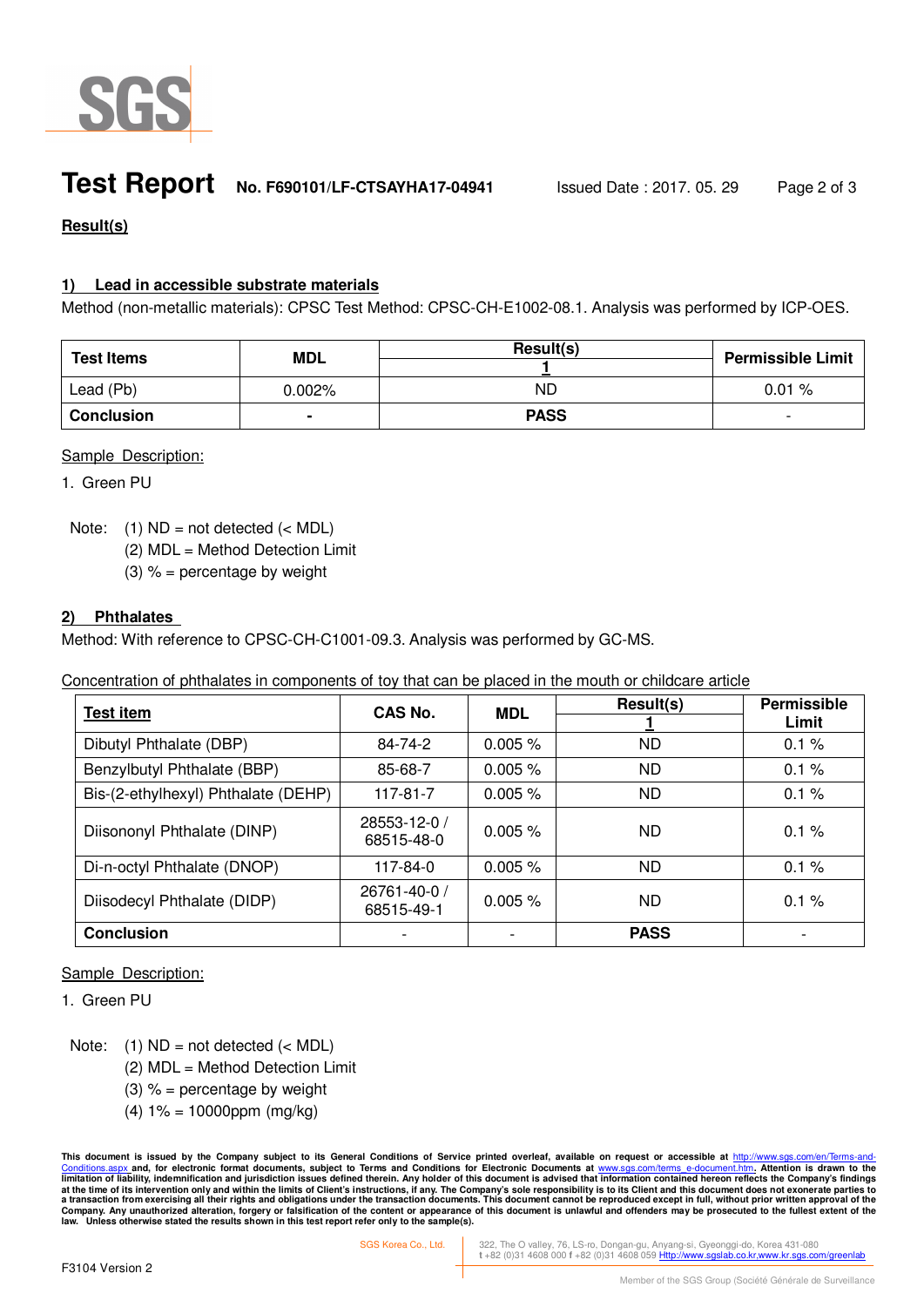# Test Report

**No. F690101/LF-CTSAYHA17-04941** Issued Date : 2017. 05. 29

## Result(s)

### 1) Lead in accessible substrate materials

Method (non-metallic materials): CPSC Test Method: CPSC-CH-E1002-08.1. Analysis was performed by ICP-OES.

| Test Items | MDL | Result(s) 1 | Permissible Limit |
|---|---|---|---|
| Lead (Pb) | 0.002% | ND | 0.01 % |
| **Conclusion** | - | **PASS** | - |

Sample Description:

1. Green PU

Note: (1) ND = not detected (< MDL)
(2) MDL = Method Detection Limit
(3) % = percentage by weight

### 2) Phthalates

Method: With reference to CPSC-CH-C1001-09.3. Analysis was performed by GC-MS.

Concentration of phthalates in components of toy that can be placed in the mouth or childcare article

| Test item | CAS No. | MDL | Result(s) 1 | Permissible Limit |
|---|---|---|---|---|
| Dibutyl Phthalate (DBP) | 84-74-2 | 0.005 % | ND | 0.1 % |
| Benzylbutyl Phthalate (BBP) | 85-68-7 | 0.005 % | ND | 0.1 % |
| Bis-(2-ethylhexyl) Phthalate (DEHP) | 117-81-7 | 0.005 % | ND | 0.1 % |
| Diisononyl Phthalate (DINP) | 28553-12-0 / 68515-48-0 | 0.005 % | ND | 0.1 % |
| Di-n-octyl Phthalate (DNOP) | 117-84-0 | 0.005 % | ND | 0.1 % |
| Diisodecyl Phthalate (DIDP) | 26761-40-0 / 68515-49-1 | 0.005 % | ND | 0.1 % |
| **Conclusion** | - | - | **PASS** | - |

Sample Description:

1. Green PU

Note: (1) ND = not detected (< MDL)
(2) MDL = Method Detection Limit
(3) % = percentage by weight
(4) 1% = 10000ppm (mg/kg)

**This document is issued by the Company subject to its General Conditions of Service printed overleaf, available on request or accessible at http://www.sgs.com/en/Terms-and-Conditions.aspx and, for electronic format documents, subject to Terms and Conditions for Electronic Documents at www.sgs.com/terms_e-document.htm. Attention is drawn to the limitation of liability, indemnification and jurisdiction issues defined therein. Any holder of this document is advised that information contained hereon reflects the Company's findings at the time of its intervention only and within the limits of Client's instructions, if any. The Company's sole responsibility is to its Client and this document does not exonerate parties to a transaction from exercising all their rights and obligations under the transaction documents. This document cannot be reproduced except in full, without prior written approval of the Company. Any unauthorized alteration, forgery or falsification of the content or appearance of this document is unlawful and offenders may be prosecuted to the fullest extent of the law. Unless otherwise stated the results shown in this test report refer only to the sample(s).**

SGS Korea Co., Ltd. 322, The O valley, 76, LS-ro, Dongan-gu, Anyang-si, Gyeonggi-do, Korea 431-080
t +82 (0)31 4608 000 f +82 (0)31 4608 059 Http://www.sgslab.co.kr,www.kr.sgs.com/greenlab

F3104 Version 2

Member of the SGS Group (Société Générale de Surveillance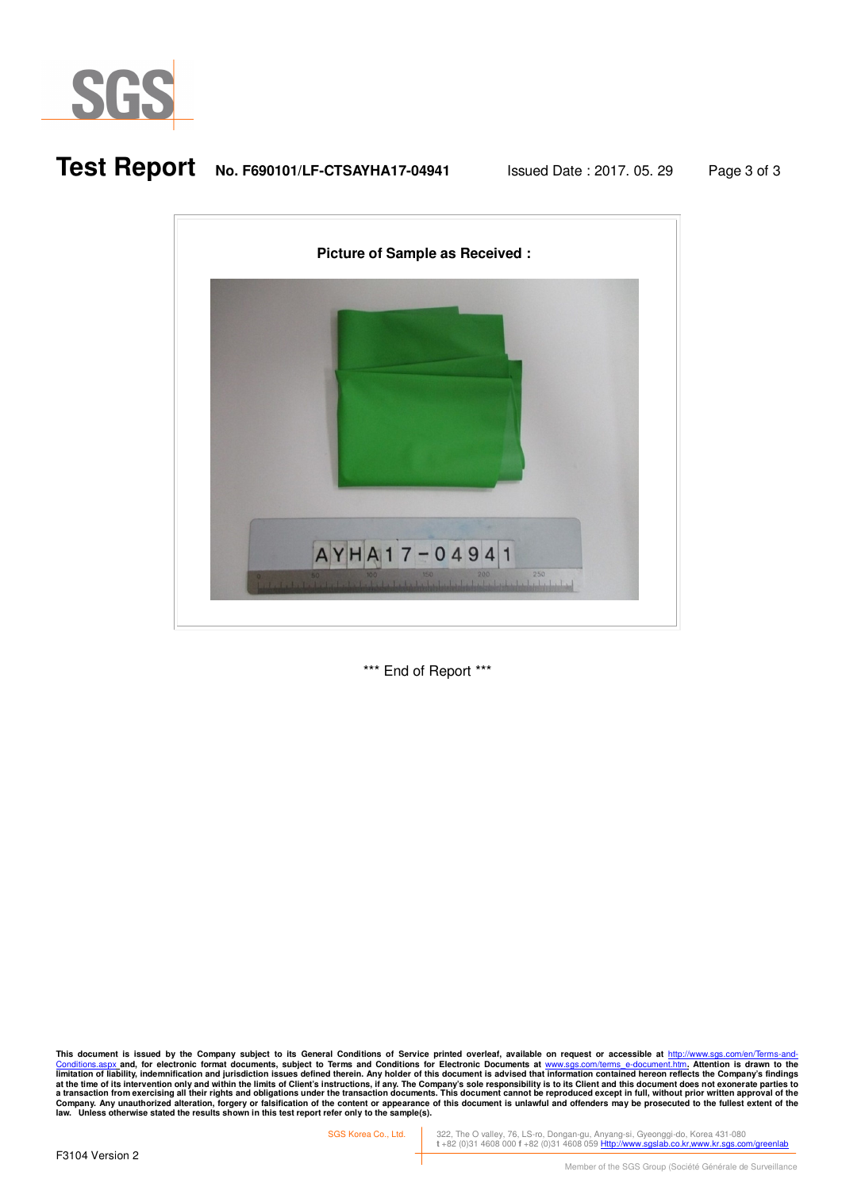# Test Report

**No. F690101/LF-CTSAYHA17-04941** Issued Date : 2017. 05. 29

**Picture of Sample as Received :**

\*\*\* End of Report \*\*\*

**This document is issued by the Company subject to its General Conditions of Service printed overleaf, available on request or accessible at http://www.sgs.com/en/Terms-and-Conditions.aspx and, for electronic format documents, subject to Terms and Conditions for Electronic Documents at www.sgs.com/terms_e-document.htm. Attention is drawn to the limitation of liability, indemnification and jurisdiction issues defined therein. Any holder of this document is advised that information contained hereon reflects the Company's findings at the time of its intervention only and within the limits of Client's instructions, if any. The Company's sole responsibility is to its Client and this document does not exonerate parties to a transaction from exercising all their rights and obligations under the transaction documents. This document cannot be reproduced except in full, without prior written approval of the Company. Any unauthorized alteration, forgery or falsification of the content or appearance of this document is unlawful and offenders may be prosecuted to the fullest extent of the law. Unless otherwise stated the results shown in this test report refer only to the sample(s).**

SGS Korea Co., Ltd. | 322, The O valley, 76, LS-ro, Dongan-gu, Anyang-si, Gyeonggi-do, Korea 431-080
t +82 (0)31 4608 000 f +82 (0)31 4608 059 Http://www.sgslab.co.kr,www.kr.sgs.com/greenlab

F3104 Version 2

Member of the SGS Group (Société Générale de Surveillance